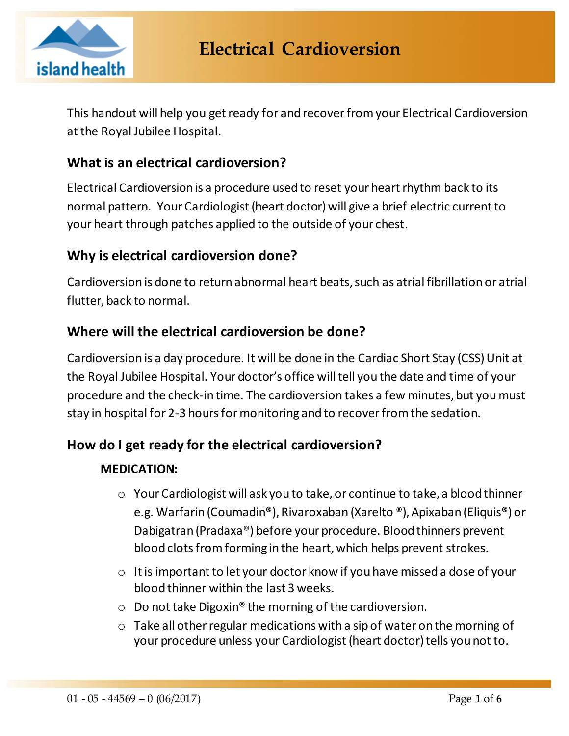# Electrical Cardioversion

This handout will help you get ready for and recover from your Electrical Cardioversion at the Royal Jubilee Hospital.

## What is an electrical cardioversion?

Electrical Cardioversion is a procedure used to reset your heart rhythm back to its normal pattern. Your Cardiologist (heart doctor) will give a brief electric current to your heart through patches applied to the outside of your chest.

## Why is electrical cardioversion done?

Cardioversion is done to return abnormal heart beats, such as atrial fibrillation or atrial flutter, back to normal.

## Where will the electrical cardioversion be done?

Cardioversion is a day procedure. It will be done in the Cardiac Short Stay (CSS) Unit at the Royal Jubilee Hospital. Your doctor's office will tell you the date and time of your procedure and the check-in time. The cardioversion takes a few minutes, but you must stay in hospital for 2-3 hours for monitoring and to recover from the sedation.

## How do I get ready for the electrical cardioversion?

**MEDICATION:**

- Your Cardiologist will ask you to take, or continue to take, a blood thinner e.g. Warfarin (Coumadin®), Rivaroxaban (Xarelto ®), Apixaban (Eliquis®) or Dabigatran (Pradaxa®) before your procedure. Blood thinners prevent blood clots from forming in the heart, which helps prevent strokes.
- It is important to let your doctor know if you have missed a dose of your blood thinner within the last 3 weeks.
- Do not take Digoxin® the morning of the cardioversion.
- Take all other regular medications with a sip of water on the morning of your procedure unless your Cardiologist (heart doctor) tells you not to.

01 - 05 - 44569 – 0 (06/2017)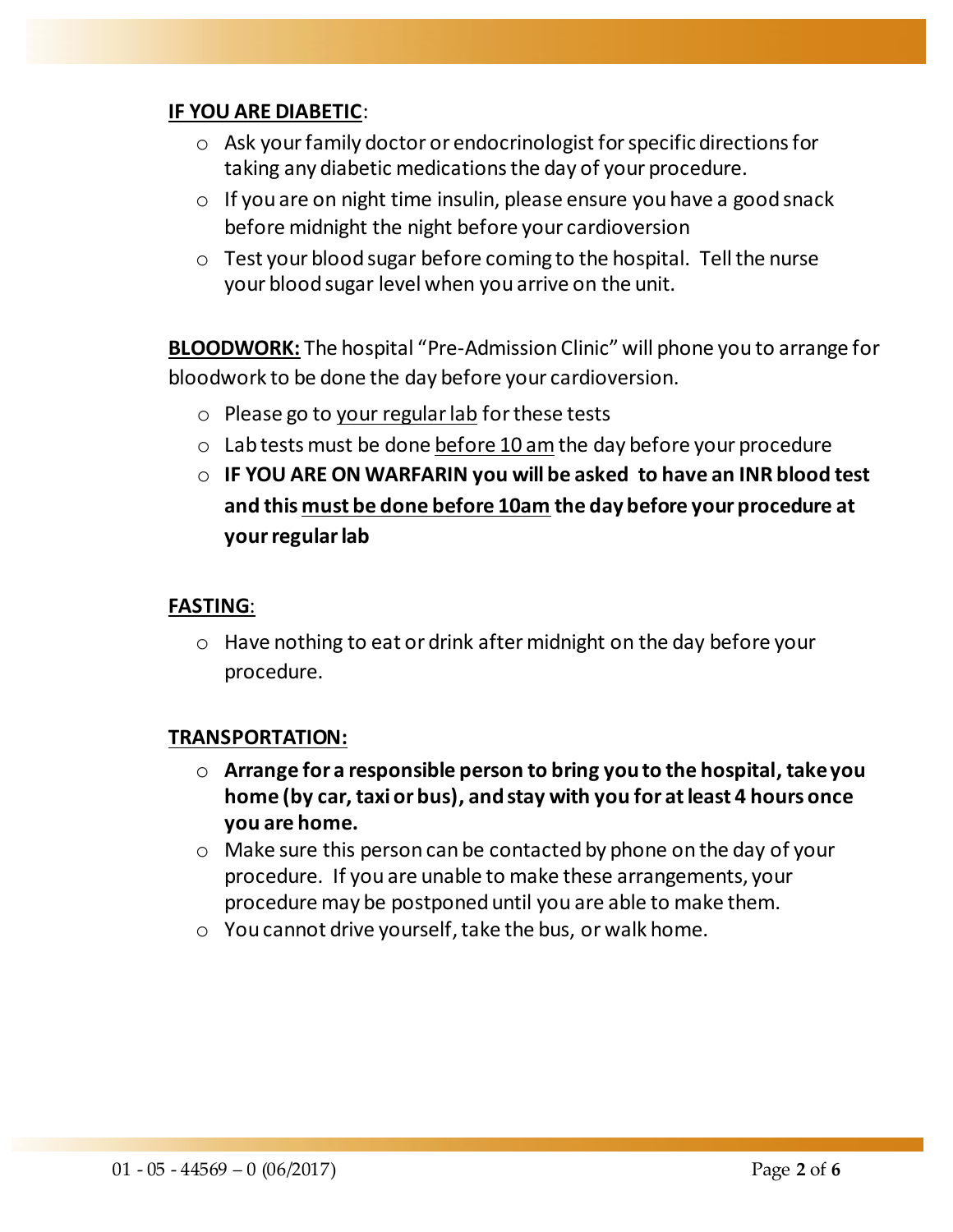**<u>IF YOU ARE DIABETIC</u>**:

- Ask your family doctor or endocrinologist for specific directions for taking any diabetic medications the day of your procedure.
- If you are on night time insulin, please ensure you have a good snack before midnight the night before your cardioversion
- Test your blood sugar before coming to the hospital. Tell the nurse your blood sugar level when you arrive on the unit.

**<u>BLOODWORK:</u>** The hospital "Pre-Admission Clinic" will phone you to arrange for bloodwork to be done the day before your cardioversion.

- Please go to <u>your regular lab</u> for these tests
- Lab tests must be done <u>before 10 am</u> the day before your procedure
- **IF YOU ARE ON WARFARIN you will be asked to have an INR blood test and this <u>must be done before 10am</u> the day before your procedure at your regular lab**

**<u>FASTING</u>**:

- Have nothing to eat or drink after midnight on the day before your procedure.

**<u>TRANSPORTATION:</u>**

- **Arrange for a responsible person to bring you to the hospital, take you home (by car, taxi or bus), and stay with you for at least 4 hours once you are home.**
- Make sure this person can be contacted by phone on the day of your procedure. If you are unable to make these arrangements, your procedure may be postponed until you are able to make them.
- You cannot drive yourself, take the bus, or walk home.

01 - 05 - 44569 – 0 (06/2017)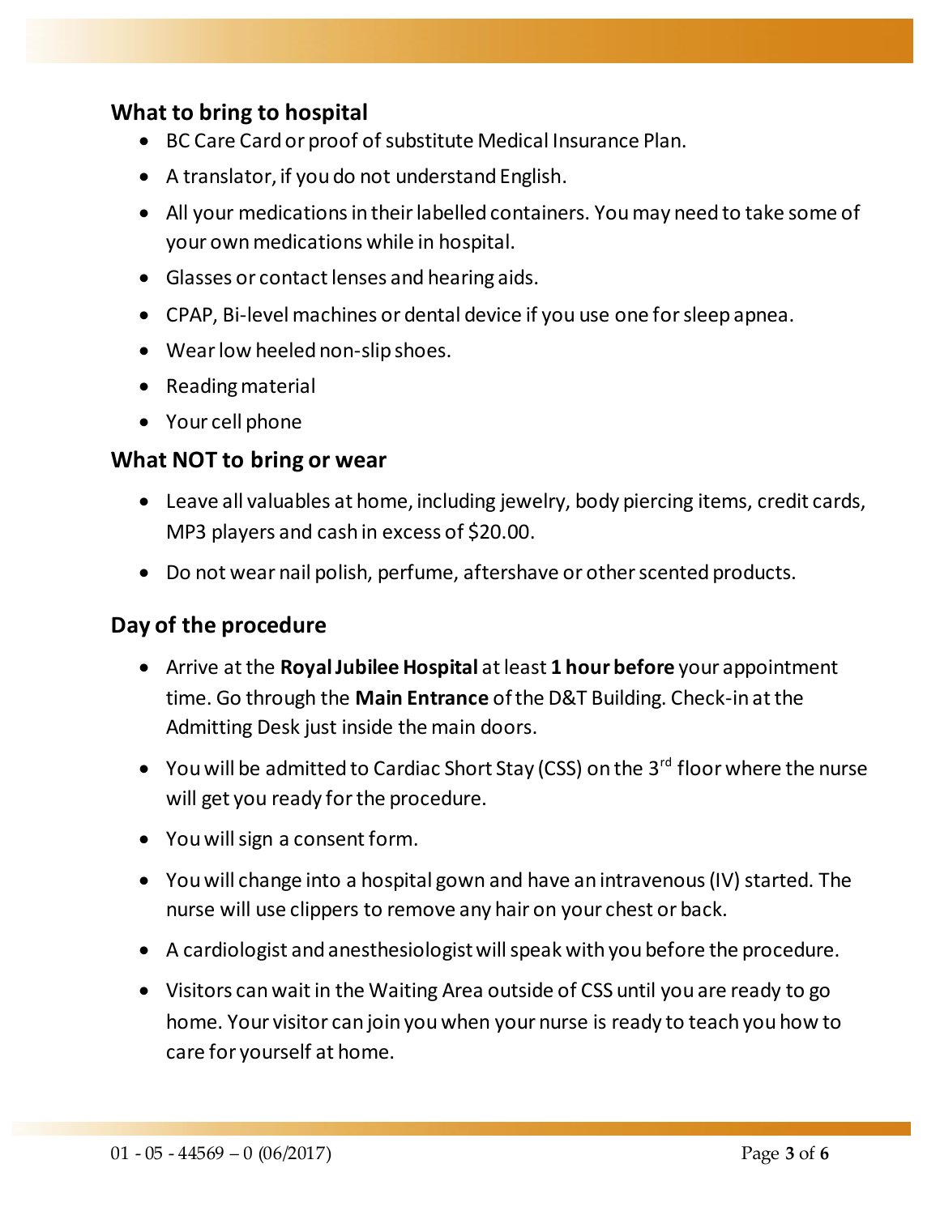## What to bring to hospital

- BC Care Card or proof of substitute Medical Insurance Plan.
- A translator, if you do not understand English.
- All your medications in their labelled containers. You may need to take some of your own medications while in hospital.
- Glasses or contact lenses and hearing aids.
- CPAP, Bi-level machines or dental device if you use one for sleep apnea.
- Wear low heeled non-slip shoes.
- Reading material
- Your cell phone

## What NOT to bring or wear

- Leave all valuables at home, including jewelry, body piercing items, credit cards, MP3 players and cash in excess of $20.00.
- Do not wear nail polish, perfume, aftershave or other scented products.

## Day of the procedure

- Arrive at the **Royal Jubilee Hospital** at least **1 hour before** your appointment time. Go through the **Main Entrance** of the D&T Building. Check-in at the Admitting Desk just inside the main doors.
- You will be admitted to Cardiac Short Stay (CSS) on the 3rd floor where the nurse will get you ready for the procedure.
- You will sign a consent form.
- You will change into a hospital gown and have an intravenous (IV) started. The nurse will use clippers to remove any hair on your chest or back.
- A cardiologist and anesthesiologist will speak with you before the procedure.
- Visitors can wait in the Waiting Area outside of CSS until you are ready to go home. Your visitor can join you when your nurse is ready to teach you how to care for yourself at home.

01 - 05 - 44569 – 0 (06/2017)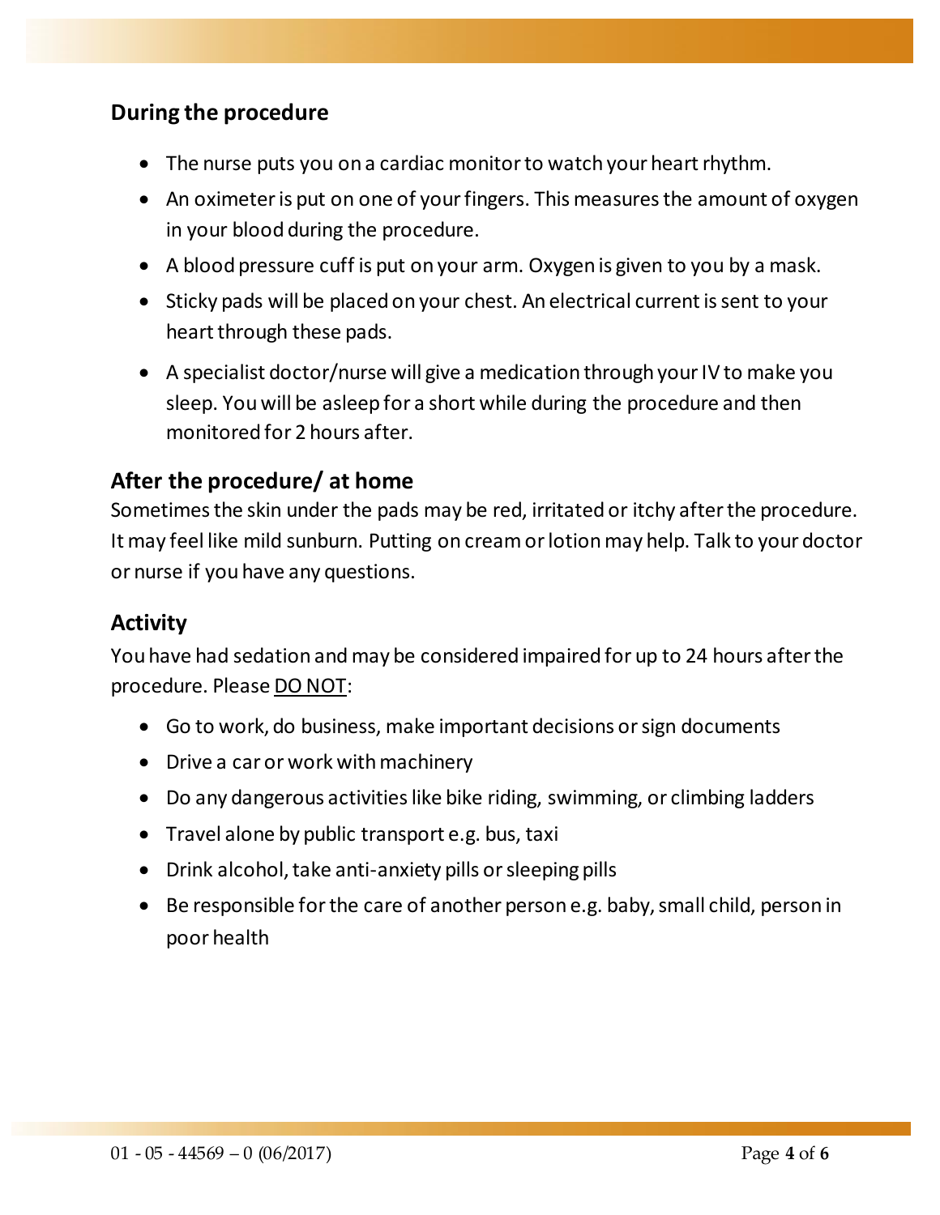## During the procedure

- The nurse puts you on a cardiac monitor to watch your heart rhythm.
- An oximeter is put on one of your fingers. This measures the amount of oxygen in your blood during the procedure.
- A blood pressure cuff is put on your arm. Oxygen is given to you by a mask.
- Sticky pads will be placed on your chest. An electrical current is sent to your heart through these pads.
- A specialist doctor/nurse will give a medication through your IV to make you sleep. You will be asleep for a short while during the procedure and then monitored for 2 hours after.

## After the procedure/ at home

Sometimes the skin under the pads may be red, irritated or itchy after the procedure. It may feel like mild sunburn. Putting on cream or lotion may help. Talk to your doctor or nurse if you have any questions.

## Activity

You have had sedation and may be considered impaired for up to 24 hours after the procedure. Please <u>DO NOT</u>:

- Go to work, do business, make important decisions or sign documents
- Drive a car or work with machinery
- Do any dangerous activities like bike riding, swimming, or climbing ladders
- Travel alone by public transport e.g. bus, taxi
- Drink alcohol, take anti-anxiety pills or sleeping pills
- Be responsible for the care of another person e.g. baby, small child, person in poor health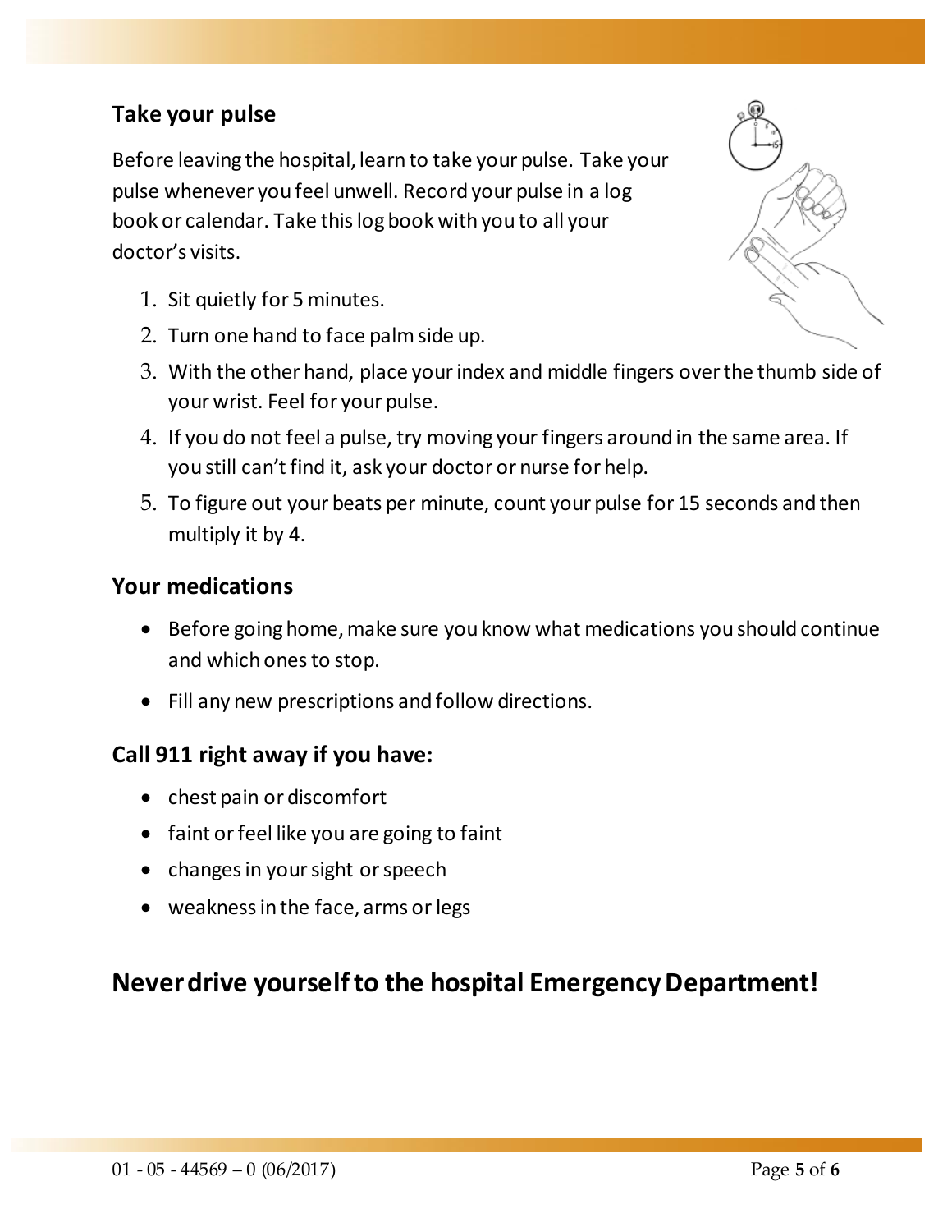## Take your pulse

Before leaving the hospital, learn to take your pulse. Take your pulse whenever you feel unwell. Record your pulse in a log book or calendar. Take this log book with you to all your doctor's visits.

1. Sit quietly for 5 minutes.
2. Turn one hand to face palm side up.
3. With the other hand, place your index and middle fingers over the thumb side of your wrist. Feel for your pulse.
4. If you do not feel a pulse, try moving your fingers around in the same area. If you still can't find it, ask your doctor or nurse for help.
5. To figure out your beats per minute, count your pulse for 15 seconds and then multiply it by 4.

## Your medications

- Before going home, make sure you know what medications you should continue and which ones to stop.
- Fill any new prescriptions and follow directions.

## Call 911 right away if you have:

- chest pain or discomfort
- faint or feel like you are going to faint
- changes in your sight or speech
- weakness in the face, arms or legs

# Never drive yourself to the hospital Emergency Department!

01 - 05 - 44569 – 0 (06/2017)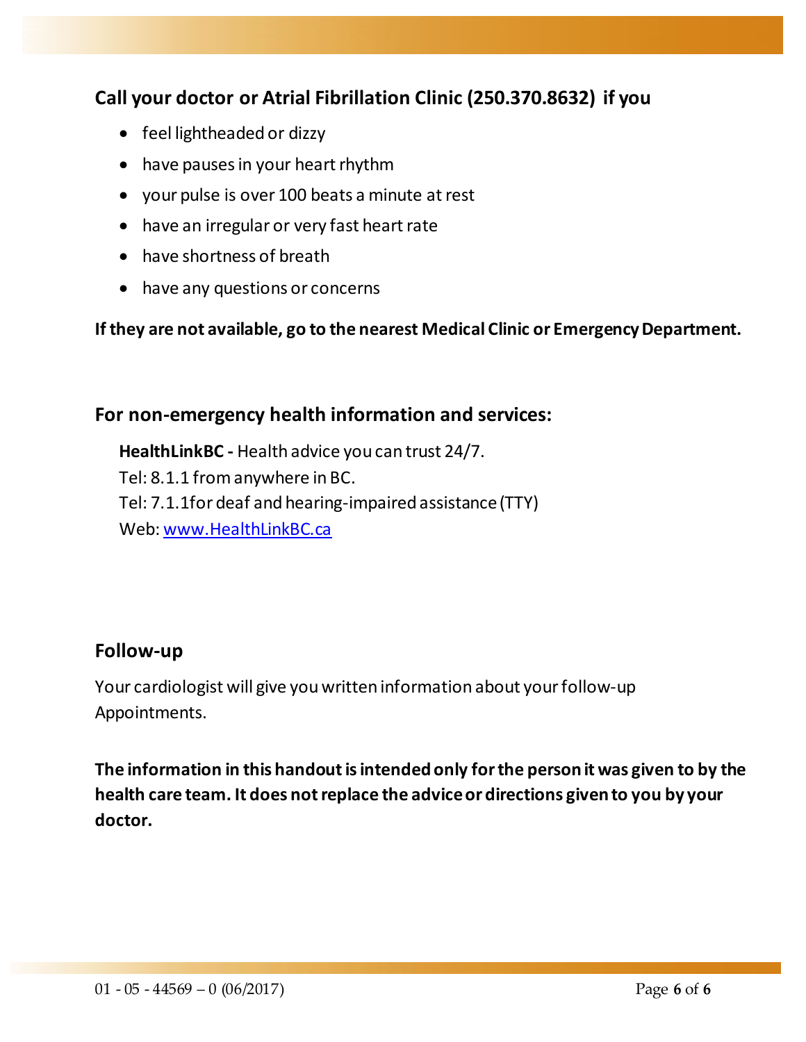## Call your doctor or Atrial Fibrillation Clinic (250.370.8632) if you

- feel lightheaded or dizzy
- have pauses in your heart rhythm
- your pulse is over 100 beats a minute at rest
- have an irregular or very fast heart rate
- have shortness of breath
- have any questions or concerns

**If they are not available, go to the nearest Medical Clinic or Emergency Department.**

## For non-emergency health information and services:

**HealthLinkBC -** Health advice you can trust 24/7.
Tel: 8.1.1 from anywhere in BC.
Tel: 7.1.1for deaf and hearing-impaired assistance (TTY)
Web: www.HealthLinkBC.ca

## Follow-up

Your cardiologist will give you written information about your follow-up Appointments.

**The information in this handout is intended only for the person it was given to by the health care team. It does not replace the advice or directions given to you by your doctor.**

01 - 05 - 44569 – 0 (06/2017)